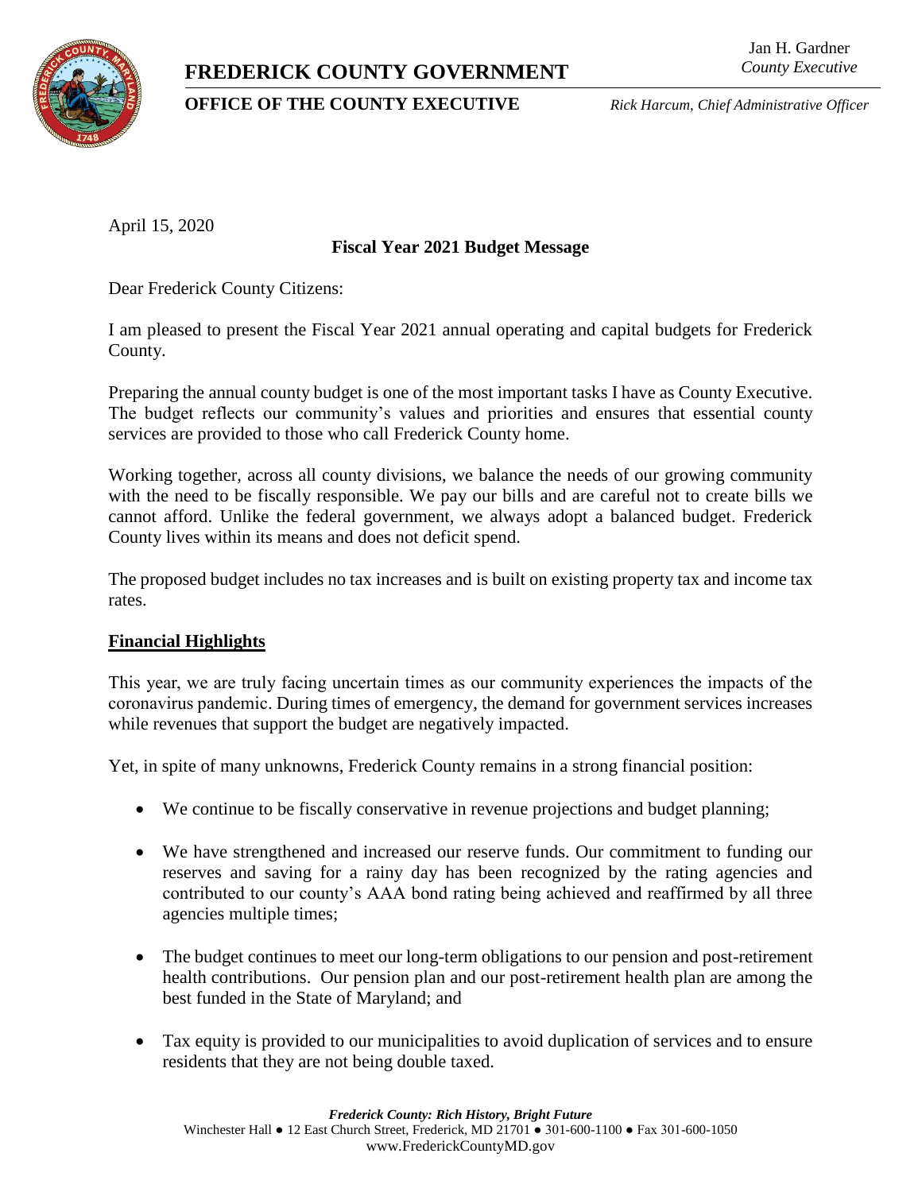**FREDERICK COUNTY GOVERNMENT**

Jan H. Gardner
*County Executive*

**OFFICE OF THE COUNTY EXECUTIVE**

*Rick Harcum, Chief Administrative Officer*

April 15, 2020

**Fiscal Year 2021 Budget Message**

Dear Frederick County Citizens:

I am pleased to present the Fiscal Year 2021 annual operating and capital budgets for Frederick County.

Preparing the annual county budget is one of the most important tasks I have as County Executive. The budget reflects our community's values and priorities and ensures that essential county services are provided to those who call Frederick County home.

Working together, across all county divisions, we balance the needs of our growing community with the need to be fiscally responsible. We pay our bills and are careful not to create bills we cannot afford. Unlike the federal government, we always adopt a balanced budget. Frederick County lives within its means and does not deficit spend.

The proposed budget includes no tax increases and is built on existing property tax and income tax rates.

## Financial Highlights

This year, we are truly facing uncertain times as our community experiences the impacts of the coronavirus pandemic. During times of emergency, the demand for government services increases while revenues that support the budget are negatively impacted.

Yet, in spite of many unknowns, Frederick County remains in a strong financial position:

- We continue to be fiscally conservative in revenue projections and budget planning;
- We have strengthened and increased our reserve funds. Our commitment to funding our reserves and saving for a rainy day has been recognized by the rating agencies and contributed to our county's AAA bond rating being achieved and reaffirmed by all three agencies multiple times;
- The budget continues to meet our long-term obligations to our pension and post-retirement health contributions. Our pension plan and our post-retirement health plan are among the best funded in the State of Maryland; and
- Tax equity is provided to our municipalities to avoid duplication of services and to ensure residents that they are not being double taxed.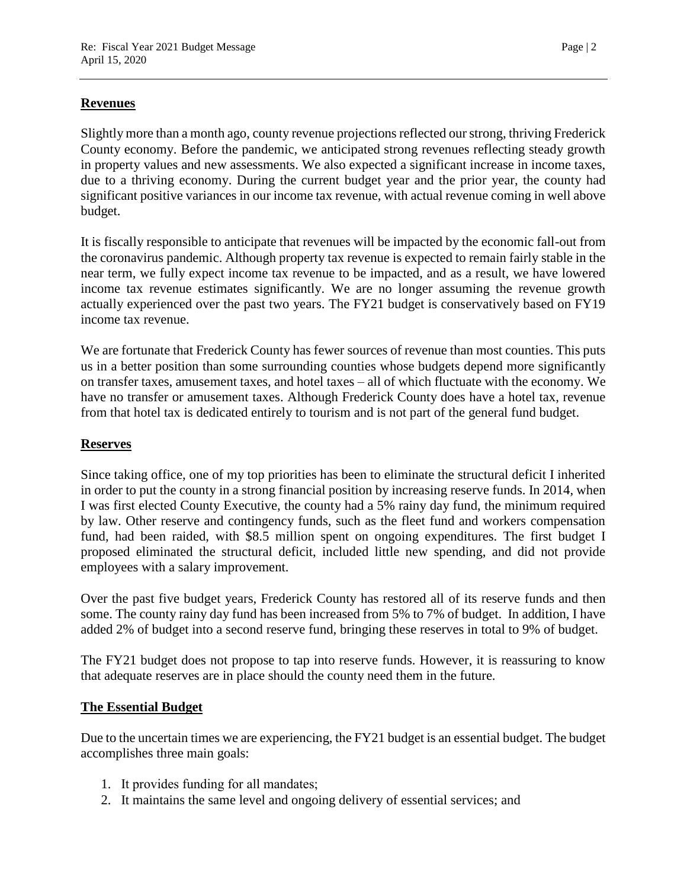## Revenues

Slightly more than a month ago, county revenue projections reflected our strong, thriving Frederick County economy. Before the pandemic, we anticipated strong revenues reflecting steady growth in property values and new assessments. We also expected a significant increase in income taxes, due to a thriving economy. During the current budget year and the prior year, the county had significant positive variances in our income tax revenue, with actual revenue coming in well above budget.

It is fiscally responsible to anticipate that revenues will be impacted by the economic fall-out from the coronavirus pandemic. Although property tax revenue is expected to remain fairly stable in the near term, we fully expect income tax revenue to be impacted, and as a result, we have lowered income tax revenue estimates significantly. We are no longer assuming the revenue growth actually experienced over the past two years. The FY21 budget is conservatively based on FY19 income tax revenue.

We are fortunate that Frederick County has fewer sources of revenue than most counties. This puts us in a better position than some surrounding counties whose budgets depend more significantly on transfer taxes, amusement taxes, and hotel taxes – all of which fluctuate with the economy. We have no transfer or amusement taxes. Although Frederick County does have a hotel tax, revenue from that hotel tax is dedicated entirely to tourism and is not part of the general fund budget.

## Reserves

Since taking office, one of my top priorities has been to eliminate the structural deficit I inherited in order to put the county in a strong financial position by increasing reserve funds. In 2014, when I was first elected County Executive, the county had a 5% rainy day fund, the minimum required by law. Other reserve and contingency funds, such as the fleet fund and workers compensation fund, had been raided, with $8.5 million spent on ongoing expenditures. The first budget I proposed eliminated the structural deficit, included little new spending, and did not provide employees with a salary improvement.

Over the past five budget years, Frederick County has restored all of its reserve funds and then some. The county rainy day fund has been increased from 5% to 7% of budget. In addition, I have added 2% of budget into a second reserve fund, bringing these reserves in total to 9% of budget.

The FY21 budget does not propose to tap into reserve funds. However, it is reassuring to know that adequate reserves are in place should the county need them in the future.

## The Essential Budget

Due to the uncertain times we are experiencing, the FY21 budget is an essential budget. The budget accomplishes three main goals:

1. It provides funding for all mandates;
2. It maintains the same level and ongoing delivery of essential services; and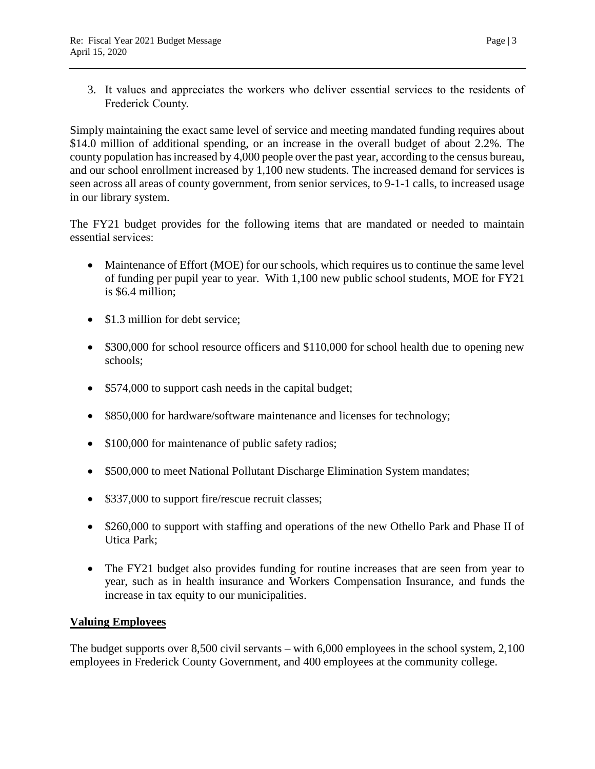3. It values and appreciates the workers who deliver essential services to the residents of Frederick County.

Simply maintaining the exact same level of service and meeting mandated funding requires about \$14.0 million of additional spending, or an increase in the overall budget of about 2.2%. The county population has increased by 4,000 people over the past year, according to the census bureau, and our school enrollment increased by 1,100 new students. The increased demand for services is seen across all areas of county government, from senior services, to 9-1-1 calls, to increased usage in our library system.

The FY21 budget provides for the following items that are mandated or needed to maintain essential services:

- Maintenance of Effort (MOE) for our schools, which requires us to continue the same level of funding per pupil year to year. With 1,100 new public school students, MOE for FY21 is \$6.4 million;
- \$1.3 million for debt service;
- \$300,000 for school resource officers and \$110,000 for school health due to opening new schools;
- \$574,000 to support cash needs in the capital budget;
- \$850,000 for hardware/software maintenance and licenses for technology;
- \$100,000 for maintenance of public safety radios;
- \$500,000 to meet National Pollutant Discharge Elimination System mandates;
- \$337,000 to support fire/rescue recruit classes;
- \$260,000 to support with staffing and operations of the new Othello Park and Phase II of Utica Park;
- The FY21 budget also provides funding for routine increases that are seen from year to year, such as in health insurance and Workers Compensation Insurance, and funds the increase in tax equity to our municipalities.

## Valuing Employees

The budget supports over 8,500 civil servants – with 6,000 employees in the school system, 2,100 employees in Frederick County Government, and 400 employees at the community college.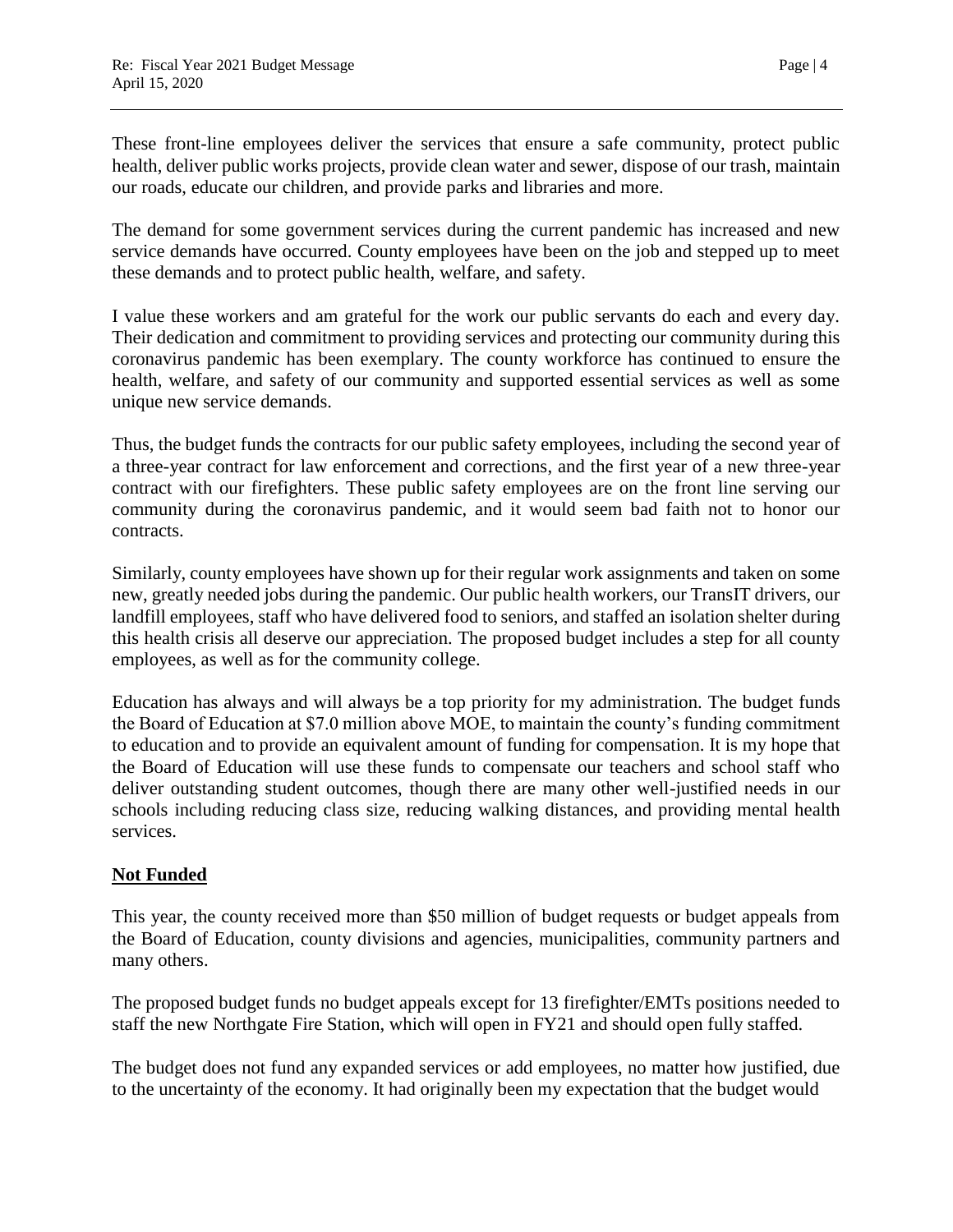These front-line employees deliver the services that ensure a safe community, protect public health, deliver public works projects, provide clean water and sewer, dispose of our trash, maintain our roads, educate our children, and provide parks and libraries and more.

The demand for some government services during the current pandemic has increased and new service demands have occurred. County employees have been on the job and stepped up to meet these demands and to protect public health, welfare, and safety.

I value these workers and am grateful for the work our public servants do each and every day. Their dedication and commitment to providing services and protecting our community during this coronavirus pandemic has been exemplary. The county workforce has continued to ensure the health, welfare, and safety of our community and supported essential services as well as some unique new service demands.

Thus, the budget funds the contracts for our public safety employees, including the second year of a three-year contract for law enforcement and corrections, and the first year of a new three-year contract with our firefighters. These public safety employees are on the front line serving our community during the coronavirus pandemic, and it would seem bad faith not to honor our contracts.

Similarly, county employees have shown up for their regular work assignments and taken on some new, greatly needed jobs during the pandemic. Our public health workers, our TransIT drivers, our landfill employees, staff who have delivered food to seniors, and staffed an isolation shelter during this health crisis all deserve our appreciation. The proposed budget includes a step for all county employees, as well as for the community college.

Education has always and will always be a top priority for my administration. The budget funds the Board of Education at $7.0 million above MOE, to maintain the county's funding commitment to education and to provide an equivalent amount of funding for compensation. It is my hope that the Board of Education will use these funds to compensate our teachers and school staff who deliver outstanding student outcomes, though there are many other well-justified needs in our schools including reducing class size, reducing walking distances, and providing mental health services.

## **Not Funded**

This year, the county received more than $50 million of budget requests or budget appeals from the Board of Education, county divisions and agencies, municipalities, community partners and many others.

The proposed budget funds no budget appeals except for 13 firefighter/EMTs positions needed to staff the new Northgate Fire Station, which will open in FY21 and should open fully staffed.

The budget does not fund any expanded services or add employees, no matter how justified, due to the uncertainty of the economy. It had originally been my expectation that the budget would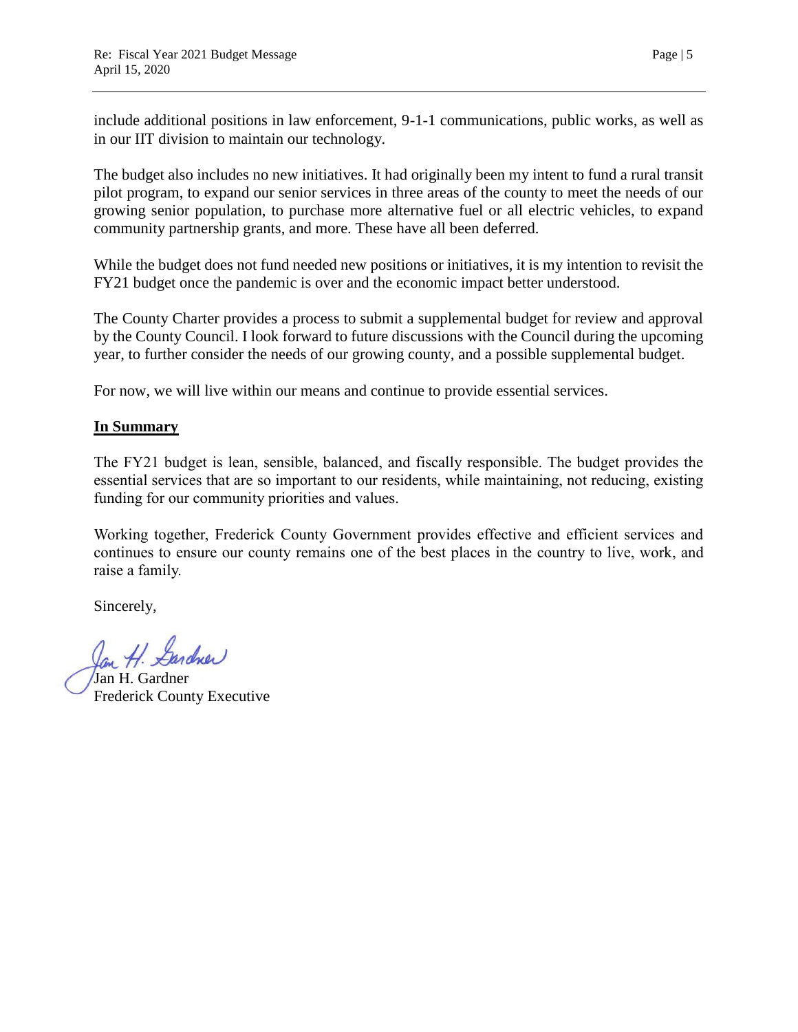include additional positions in law enforcement, 9-1-1 communications, public works, as well as in our IIT division to maintain our technology.

The budget also includes no new initiatives. It had originally been my intent to fund a rural transit pilot program, to expand our senior services in three areas of the county to meet the needs of our growing senior population, to purchase more alternative fuel or all electric vehicles, to expand community partnership grants, and more. These have all been deferred.

While the budget does not fund needed new positions or initiatives, it is my intention to revisit the FY21 budget once the pandemic is over and the economic impact better understood.

The County Charter provides a process to submit a supplemental budget for review and approval by the County Council. I look forward to future discussions with the Council during the upcoming year, to further consider the needs of our growing county, and a possible supplemental budget.

For now, we will live within our means and continue to provide essential services.

**In Summary**

The FY21 budget is lean, sensible, balanced, and fiscally responsible. The budget provides the essential services that are so important to our residents, while maintaining, not reducing, existing funding for our community priorities and values.

Working together, Frederick County Government provides effective and efficient services and continues to ensure our county remains one of the best places in the country to live, work, and raise a family.

Sincerely,

Jan H. Gardner
Frederick County Executive